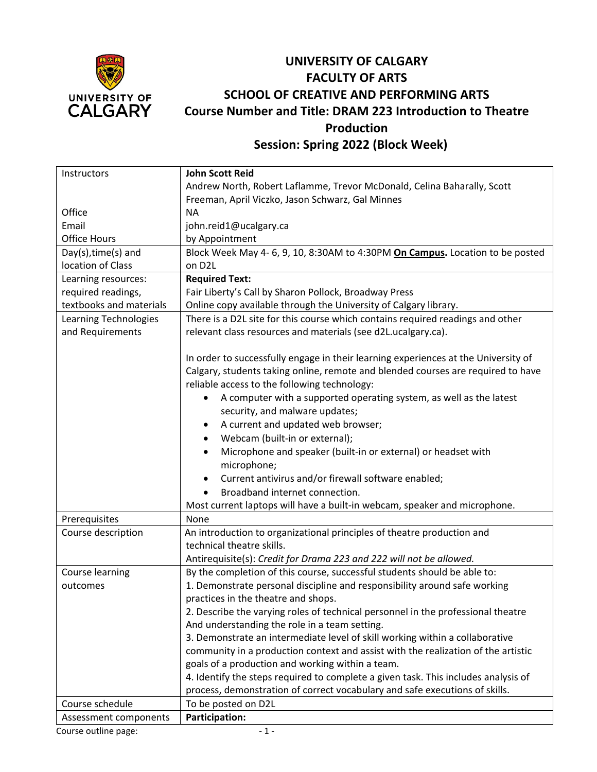# UNIVERSITY OF CALGARY
# FACULTY OF ARTS
## SCHOOL OF CREATIVE AND PERFORMING ARTS
## Course Number and Title: DRAM 223 Introduction to Theatre Production
## Session: Spring 2022 (Block Week)

| | |
|---|---|
| Instructors | **John Scott Reid**<br>Andrew North, Robert Laflamme, Trevor McDonald, Celina Baharally, Scott Freeman, April Viczko, Jason Schwarz, Gal Minnes |
| Office | NA |
| Email | john.reid1@ucalgary.ca |
| Office Hours | by Appointment |
| Day(s),time(s) and location of Class | Block Week May 4- 6, 9, 10, 8:30AM to 4:30PM **On Campus.** Location to be posted on D2L |
| Learning resources: required readings, textbooks and materials | **Required Text:**<br>Fair Liberty's Call by Sharon Pollock, Broadway Press<br>Online copy available through the University of Calgary library. |
| Learning Technologies and Requirements | There is a D2L site for this course which contains required readings and other relevant class resources and materials (see d2L.ucalgary.ca).<br><br>In order to successfully engage in their learning experiences at the University of Calgary, students taking online, remote and blended courses are required to have reliable access to the following technology:<br>• A computer with a supported operating system, as well as the latest security, and malware updates;<br>• A current and updated web browser;<br>• Webcam (built-in or external);<br>• Microphone and speaker (built-in or external) or headset with microphone;<br>• Current antivirus and/or firewall software enabled;<br>• Broadband internet connection.<br>Most current laptops will have a built-in webcam, speaker and microphone. |
| Prerequisites | None |
| Course description | An introduction to organizational principles of theatre production and technical theatre skills.<br>Antirequisite(s): *Credit for Drama 223 and 222 will not be allowed.* |
| Course learning outcomes | By the completion of this course, successful students should be able to:<br>1. Demonstrate personal discipline and responsibility around safe working practices in the theatre and shops.<br>2. Describe the varying roles of technical personnel in the professional theatre And understanding the role in a team setting.<br>3. Demonstrate an intermediate level of skill working within a collaborative community in a production context and assist with the realization of the artistic goals of a production and working within a team.<br>4. Identify the steps required to complete a given task. This includes analysis of process, demonstration of correct vocabulary and safe executions of skills. |
| Course schedule | To be posted on D2L |
| Assessment components | **Participation:** |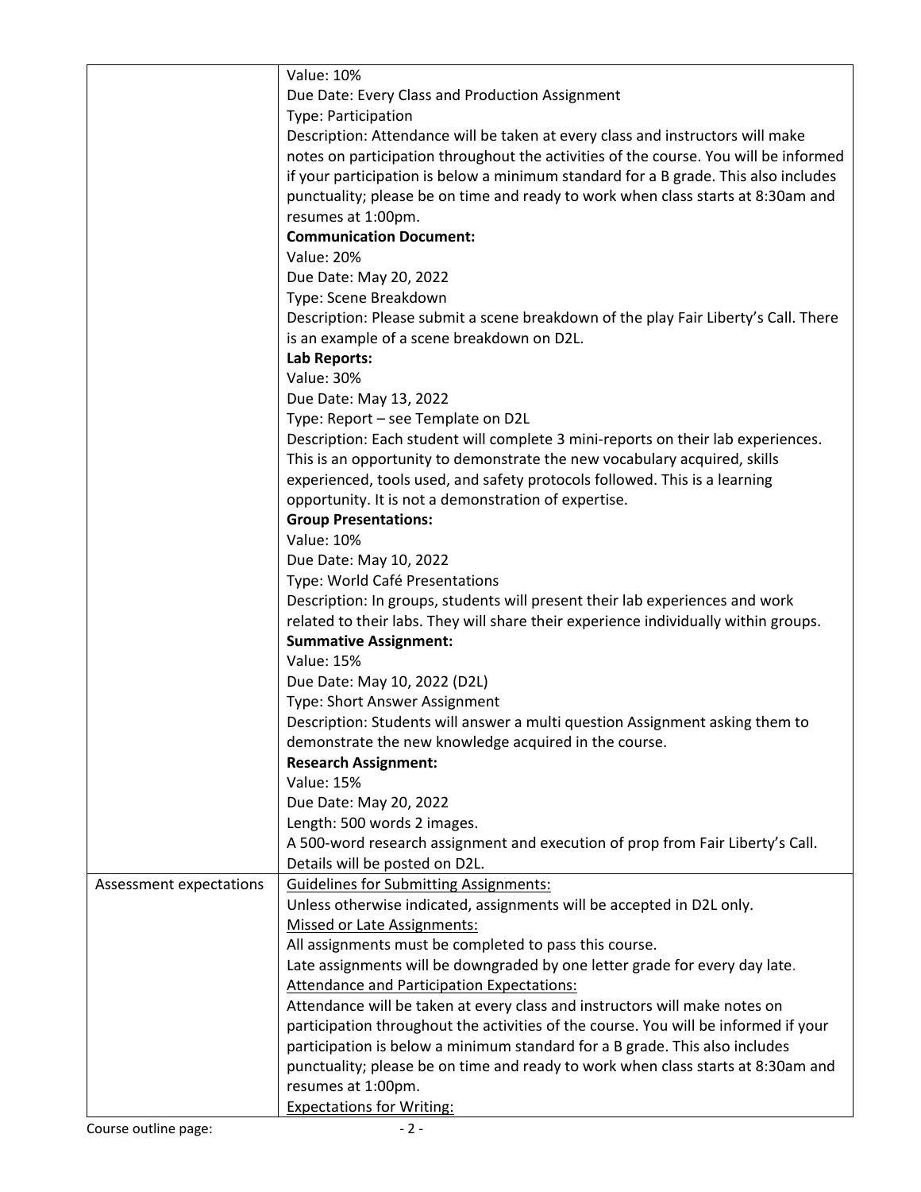| | |
|---|---|
| | Value: 10%<br>Due Date: Every Class and Production Assignment<br>Type: Participation<br>Description: Attendance will be taken at every class and instructors will make notes on participation throughout the activities of the course. You will be informed if your participation is below a minimum standard for a B grade. This also includes punctuality; please be on time and ready to work when class starts at 8:30am and resumes at 1:00pm.<br>**Communication Document:**<br>Value: 20%<br>Due Date: May 20, 2022<br>Type: Scene Breakdown<br>Description: Please submit a scene breakdown of the play Fair Liberty's Call. There is an example of a scene breakdown on D2L.<br>**Lab Reports:**<br>Value: 30%<br>Due Date: May 13, 2022<br>Type: Report – see Template on D2L<br>Description: Each student will complete 3 mini-reports on their lab experiences. This is an opportunity to demonstrate the new vocabulary acquired, skills experienced, tools used, and safety protocols followed. This is a learning opportunity. It is not a demonstration of expertise.<br>**Group Presentations:**<br>Value: 10%<br>Due Date: May 10, 2022<br>Type: World Café Presentations<br>Description: In groups, students will present their lab experiences and work related to their labs. They will share their experience individually within groups.<br>**Summative Assignment:**<br>Value: 15%<br>Due Date: May 10, 2022 (D2L)<br>Type: Short Answer Assignment<br>Description: Students will answer a multi question Assignment asking them to demonstrate the new knowledge acquired in the course.<br>**Research Assignment:**<br>Value: 15%<br>Due Date: May 20, 2022<br>Length: 500 words 2 images.<br>A 500-word research assignment and execution of prop from Fair Liberty's Call. Details will be posted on D2L. |
| Assessment expectations | <u>Guidelines for Submitting Assignments:</u><br>Unless otherwise indicated, assignments will be accepted in D2L only.<br><u>Missed or Late Assignments:</u><br>All assignments must be completed to pass this course.<br>Late assignments will be downgraded by one letter grade for every day late.<br><u>Attendance and Participation Expectations:</u><br>Attendance will be taken at every class and instructors will make notes on participation throughout the activities of the course. You will be informed if your participation is below a minimum standard for a B grade. This also includes punctuality; please be on time and ready to work when class starts at 8:30am and resumes at 1:00pm.<br><u>Expectations for Writing:</u> |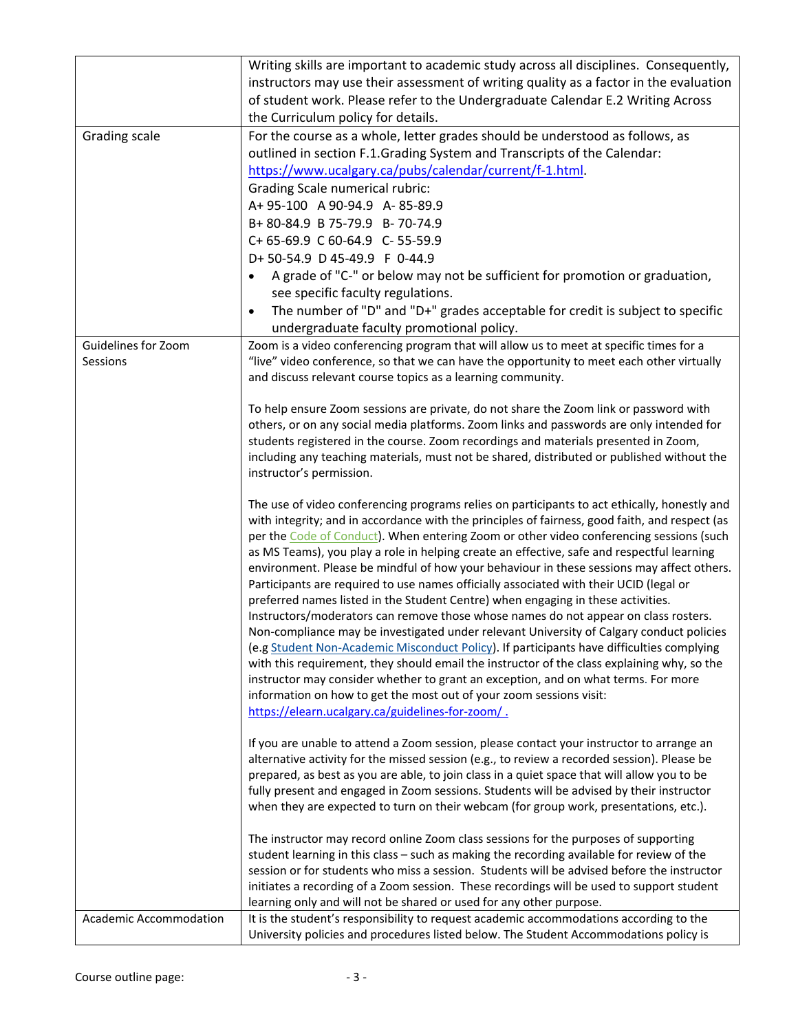| | |
|---|---|
| | Writing skills are important to academic study across all disciplines. Consequently, instructors may use their assessment of writing quality as a factor in the evaluation of student work. Please refer to the Undergraduate Calendar E.2 Writing Across the Curriculum policy for details. |
| Grading scale | For the course as a whole, letter grades should be understood as follows, as outlined in section F.1.Grading System and Transcripts of the Calendar: https://www.ucalgary.ca/pubs/calendar/current/f-1.html.<br>Grading Scale numerical rubric:<br>A+ 95-100 A 90-94.9 A- 85-89.9<br>B+ 80-84.9 B 75-79.9 B- 70-74.9<br>C+ 65-69.9 C 60-64.9 C- 55-59.9<br>D+ 50-54.9 D 45-49.9 F 0-44.9<br>• A grade of "C-" or below may not be sufficient for promotion or graduation, see specific faculty regulations.<br>• The number of "D" and "D+" grades acceptable for credit is subject to specific undergraduate faculty promotional policy. |
| Guidelines for Zoom Sessions | Zoom is a video conferencing program that will allow us to meet at specific times for a "live" video conference, so that we can have the opportunity to meet each other virtually and discuss relevant course topics as a learning community.<br><br>To help ensure Zoom sessions are private, do not share the Zoom link or password with others, or on any social media platforms. Zoom links and passwords are only intended for students registered in the course. Zoom recordings and materials presented in Zoom, including any teaching materials, must not be shared, distributed or published without the instructor's permission.<br><br>The use of video conferencing programs relies on participants to act ethically, honestly and with integrity; and in accordance with the principles of fairness, good faith, and respect (as per the Code of Conduct). When entering Zoom or other video conferencing sessions (such as MS Teams), you play a role in helping create an effective, safe and respectful learning environment. Please be mindful of how your behaviour in these sessions may affect others. Participants are required to use names officially associated with their UCID (legal or preferred names listed in the Student Centre) when engaging in these activities. Instructors/moderators can remove those whose names do not appear on class rosters. Non-compliance may be investigated under relevant University of Calgary conduct policies (e.g Student Non-Academic Misconduct Policy). If participants have difficulties complying with this requirement, they should email the instructor of the class explaining why, so the instructor may consider whether to grant an exception, and on what terms. For more information on how to get the most out of your zoom sessions visit: https://elearn.ucalgary.ca/guidelines-for-zoom/ .<br><br>If you are unable to attend a Zoom session, please contact your instructor to arrange an alternative activity for the missed session (e.g., to review a recorded session). Please be prepared, as best as you are able, to join class in a quiet space that will allow you to be fully present and engaged in Zoom sessions. Students will be advised by their instructor when they are expected to turn on their webcam (for group work, presentations, etc.).<br><br>The instructor may record online Zoom class sessions for the purposes of supporting student learning in this class – such as making the recording available for review of the session or for students who miss a session. Students will be advised before the instructor initiates a recording of a Zoom session. These recordings will be used to support student learning only and will not be shared or used for any other purpose. |
| Academic Accommodation | It is the student's responsibility to request academic accommodations according to the University policies and procedures listed below. The Student Accommodations policy is |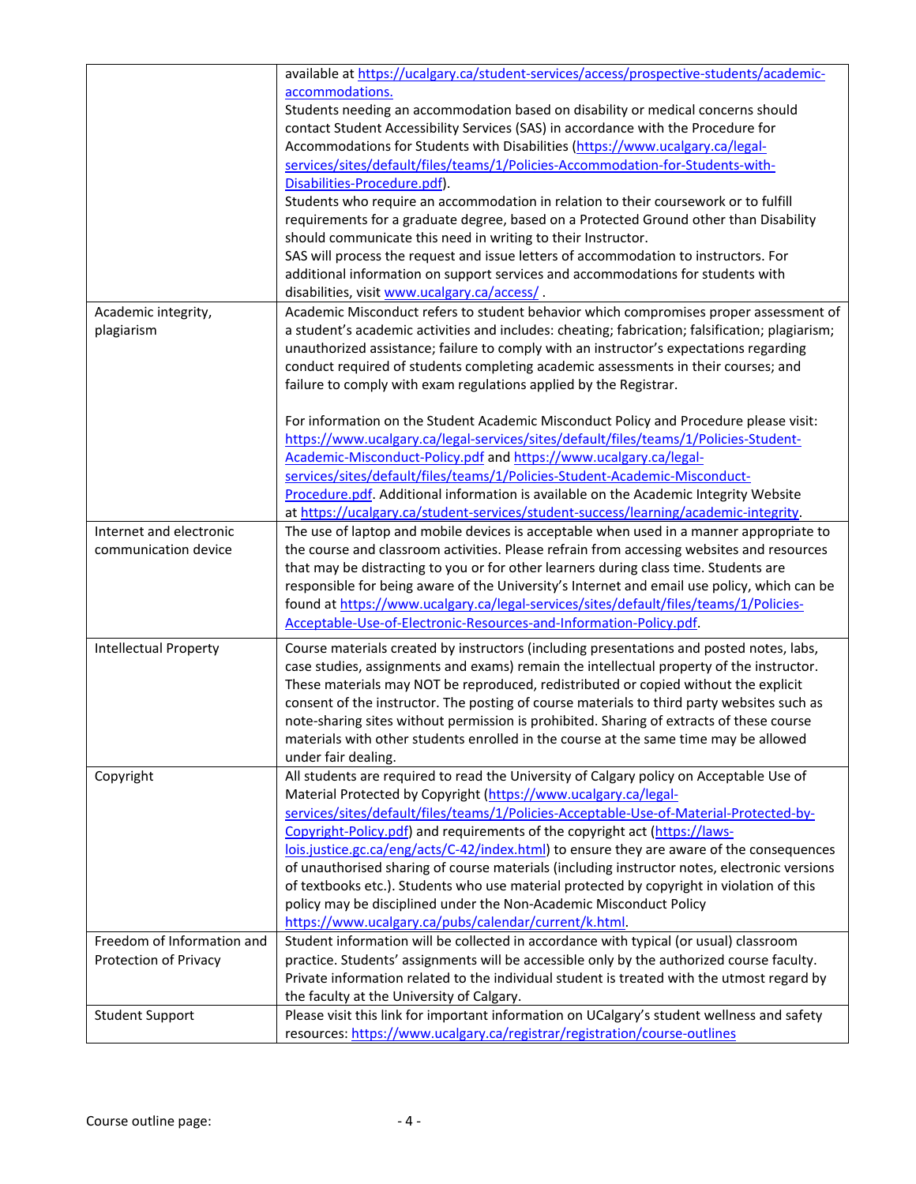| | |
|---|---|
| | available at https://ucalgary.ca/student-services/access/prospective-students/academic-accommodations. Students needing an accommodation based on disability or medical concerns should contact Student Accessibility Services (SAS) in accordance with the Procedure for Accommodations for Students with Disabilities (https://www.ucalgary.ca/legal-services/sites/default/files/teams/1/Policies-Accommodation-for-Students-with-Disabilities-Procedure.pdf). Students who require an accommodation in relation to their coursework or to fulfill requirements for a graduate degree, based on a Protected Ground other than Disability should communicate this need in writing to their Instructor. SAS will process the request and issue letters of accommodation to instructors. For additional information on support services and accommodations for students with disabilities, visit www.ucalgary.ca/access/ . |
| Academic integrity, plagiarism | Academic Misconduct refers to student behavior which compromises proper assessment of a student's academic activities and includes: cheating; fabrication; falsification; plagiarism; unauthorized assistance; failure to comply with an instructor's expectations regarding conduct required of students completing academic assessments in their courses; and failure to comply with exam regulations applied by the Registrar.<br><br>For information on the Student Academic Misconduct Policy and Procedure please visit: https://www.ucalgary.ca/legal-services/sites/default/files/teams/1/Policies-Student-Academic-Misconduct-Policy.pdf and https://www.ucalgary.ca/legal-services/sites/default/files/teams/1/Policies-Student-Academic-Misconduct-Procedure.pdf. Additional information is available on the Academic Integrity Website at https://ucalgary.ca/student-services/student-success/learning/academic-integrity. |
| Internet and electronic communication device | The use of laptop and mobile devices is acceptable when used in a manner appropriate to the course and classroom activities. Please refrain from accessing websites and resources that may be distracting to you or for other learners during class time. Students are responsible for being aware of the University's Internet and email use policy, which can be found at https://www.ucalgary.ca/legal-services/sites/default/files/teams/1/Policies-Acceptable-Use-of-Electronic-Resources-and-Information-Policy.pdf. |
| Intellectual Property | Course materials created by instructors (including presentations and posted notes, labs, case studies, assignments and exams) remain the intellectual property of the instructor. These materials may NOT be reproduced, redistributed or copied without the explicit consent of the instructor. The posting of course materials to third party websites such as note-sharing sites without permission is prohibited. Sharing of extracts of these course materials with other students enrolled in the course at the same time may be allowed under fair dealing. |
| Copyright | All students are required to read the University of Calgary policy on Acceptable Use of Material Protected by Copyright (https://www.ucalgary.ca/legal-services/sites/default/files/teams/1/Policies-Acceptable-Use-of-Material-Protected-by-Copyright-Policy.pdf) and requirements of the copyright act (https://laws-lois.justice.gc.ca/eng/acts/C-42/index.html) to ensure they are aware of the consequences of unauthorised sharing of course materials (including instructor notes, electronic versions of textbooks etc.). Students who use material protected by copyright in violation of this policy may be disciplined under the Non-Academic Misconduct Policy https://www.ucalgary.ca/pubs/calendar/current/k.html. |
| Freedom of Information and Protection of Privacy | Student information will be collected in accordance with typical (or usual) classroom practice. Students' assignments will be accessible only by the authorized course faculty. Private information related to the individual student is treated with the utmost regard by the faculty at the University of Calgary. |
| Student Support | Please visit this link for important information on UCalgary's student wellness and safety resources: https://www.ucalgary.ca/registrar/registration/course-outlines |